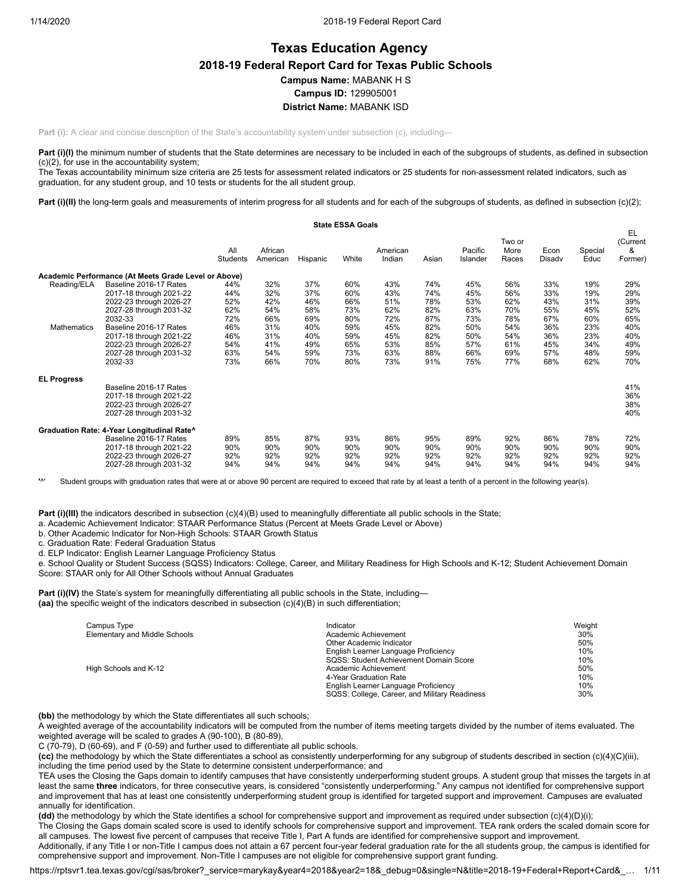# Texas Education Agency

## 2018-19 Federal Report Card for Texas Public Schools

**Campus Name:** MABANK H S

**Campus ID:** 129905001

**District Name:** MABANK ISD

**Part (i):** A clear and concise description of the State's accountability system under subsection (c), including—

**Part (i)(I)** the minimum number of students that the State determines are necessary to be included in each of the subgroups of students, as defined in subsection (c)(2), for use in the accountability system;
The Texas accountability minimum size criteria are 25 tests for assessment related indicators or 25 students for non-assessment related indicators, such as graduation, for any student group, and 10 tests or students for the all student group.

**Part (i)(II)** the long-term goals and measurements of interim progress for all students and for each of the subgroups of students, as defined in subsection (c)(2);

**State ESSA Goals**

| | | All Students | African American | Hispanic | White | American Indian | Asian | Pacific Islander | Two or More Races | Econ Disadv | Special Educ | EL (Current & Former) |
|---|---|---|---|---|---|---|---|---|---|---|---|---|
| **Academic Performance (At Meets Grade Level or Above)** | | | | | | | | | | | | |
| Reading/ELA | Baseline 2016-17 Rates | 44% | 32% | 37% | 60% | 43% | 74% | 45% | 56% | 33% | 19% | 29% |
| | 2017-18 through 2021-22 | 44% | 32% | 37% | 60% | 43% | 74% | 45% | 56% | 33% | 19% | 29% |
| | 2022-23 through 2026-27 | 52% | 42% | 46% | 66% | 51% | 78% | 53% | 62% | 43% | 31% | 39% |
| | 2027-28 through 2031-32 | 62% | 54% | 58% | 73% | 62% | 82% | 63% | 70% | 55% | 45% | 52% |
| | 2032-33 | 72% | 66% | 69% | 80% | 72% | 87% | 73% | 78% | 67% | 60% | 65% |
| Mathematics | Baseline 2016-17 Rates | 46% | 31% | 40% | 59% | 45% | 82% | 50% | 54% | 36% | 23% | 40% |
| | 2017-18 through 2021-22 | 46% | 31% | 40% | 59% | 45% | 82% | 50% | 54% | 36% | 23% | 40% |
| | 2022-23 through 2026-27 | 54% | 41% | 49% | 65% | 53% | 85% | 57% | 61% | 45% | 34% | 49% |
| | 2027-28 through 2031-32 | 63% | 54% | 59% | 73% | 63% | 88% | 66% | 69% | 57% | 48% | 59% |
| | 2032-33 | 73% | 66% | 70% | 80% | 73% | 91% | 75% | 77% | 68% | 62% | 70% |
| **EL Progress** | | | | | | | | | | | | |
| | Baseline 2016-17 Rates | | | | | | | | | | | 41% |
| | 2017-18 through 2021-22 | | | | | | | | | | | 36% |
| | 2022-23 through 2026-27 | | | | | | | | | | | 38% |
| | 2027-28 through 2031-32 | | | | | | | | | | | 40% |
| **Graduation Rate: 4-Year Longitudinal Rate^** | | | | | | | | | | | | |
| | Baseline 2016-17 Rates | 89% | 85% | 87% | 93% | 86% | 95% | 89% | 92% | 86% | 78% | 72% |
| | 2017-18 through 2021-22 | 90% | 90% | 90% | 90% | 90% | 90% | 90% | 90% | 90% | 90% | 90% |
| | 2022-23 through 2026-27 | 92% | 92% | 92% | 92% | 92% | 92% | 92% | 92% | 92% | 92% | 92% |
| | 2027-28 through 2031-32 | 94% | 94% | 94% | 94% | 94% | 94% | 94% | 94% | 94% | 94% | 94% |

'^' Student groups with graduation rates that were at or above 90 percent are required to exceed that rate by at least a tenth of a percent in the following year(s).

**Part (i)(III)** the indicators described in subsection (c)(4)(B) used to meaningfully differentiate all public schools in the State;
a. Academic Achievement Indicator: STAAR Performance Status (Percent at Meets Grade Level or Above)
b. Other Academic Indicator for Non-High Schools: STAAR Growth Status
c. Graduation Rate: Federal Graduation Status
d. ELP Indicator: English Learner Language Proficiency Status
e. School Quality or Student Success (SQSS) Indicators: College, Career, and Military Readiness for High Schools and K-12; Student Achievement Domain Score: STAAR only for All Other Schools without Annual Graduates

**Part (i)(IV)** the State's system for meaningfully differentiating all public schools in the State, including—
**(aa)** the specific weight of the indicators described in subsection (c)(4)(B) in such differentiation;

| Campus Type | Indicator | Weight |
|---|---|---|
| Elementary and Middle Schools | Academic Achievement | 30% |
| | Other Academic Indicator | 50% |
| | English Learner Language Proficiency | 10% |
| | SQSS: Student Achievement Domain Score | 10% |
| High Schools and K-12 | Academic Achievement | 50% |
| | 4-Year Graduation Rate | 10% |
| | English Learner Language Proficiency | 10% |
| | SQSS: College, Career, and Military Readiness | 30% |

**(bb)** the methodology by which the State differentiates all such schools;
A weighted average of the accountability indicators will be computed from the number of items meeting targets divided by the number of items evaluated. The weighted average will be scaled to grades A (90-100), B (80-89), C (70-79), D (60-69), and F (0-59) and further used to differentiate all public schools.

**(cc)** the methodology by which the State differentiates a school as consistently underperforming for any subgroup of students described in section (c)(4)(C)(iii), including the time period used by the State to determine consistent underperformance; and
TEA uses the Closing the Gaps domain to identify campuses that have consistently underperforming student groups. A student group that misses the targets in at least the same **three** indicators, for three consecutive years, is considered "consistently underperforming." Any campus not identified for comprehensive support and improvement that has at least one consistently underperforming student group is identified for targeted support and improvement. Campuses are evaluated annually for identification.

**(dd)** the methodology by which the State identifies a school for comprehensive support and improvement as required under subsection (c)(4)(D)(i);
The Closing the Gaps domain scaled score is used to identify schools for comprehensive support and improvement. TEA rank orders the scaled domain score for all campuses. The lowest five percent of campuses that receive Title I, Part A funds are identified for comprehensive support and improvement.
Additionally, if any Title I or non-Title I campus does not attain a 67 percent four-year federal graduation rate for the all students group, the campus is identified for comprehensive support and improvement. Non-Title I campuses are not eligible for comprehensive support grant funding.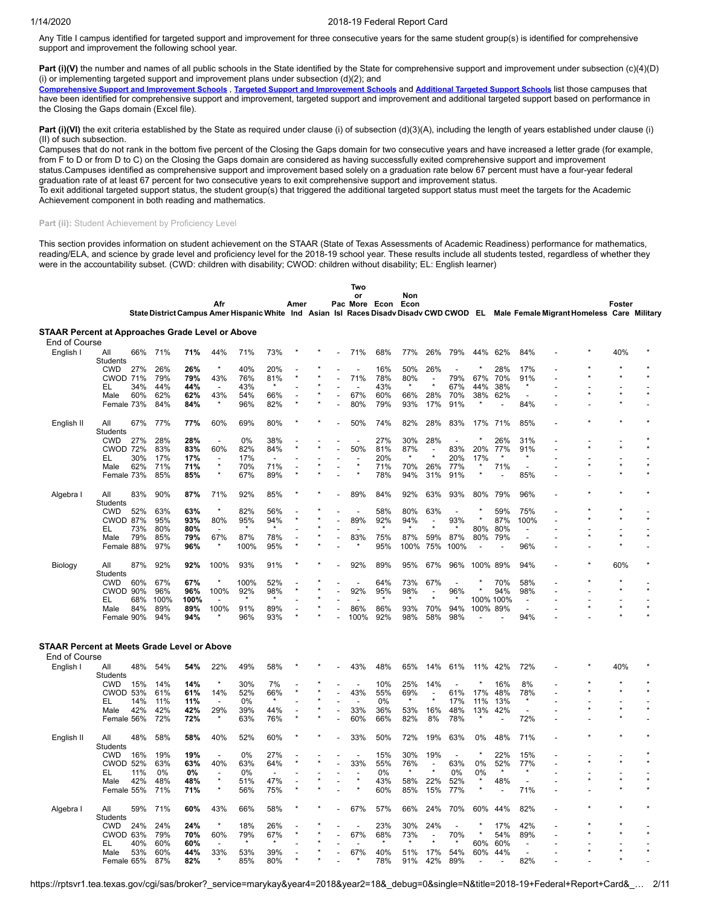Any Title I campus identified for targeted support and improvement for three consecutive years for the same student group(s) is identified for comprehensive support and improvement the following school year.

**Part (i)(V)** the number and names of all public schools in the State identified by the State for comprehensive support and improvement under subsection (c)(4)(D)(i) or implementing targeted support and improvement plans under subsection (d)(2); and

**Comprehensive Support and Improvement Schools**, **Targeted Support and Improvement Schools** and **Additional Targeted Support Schools** list those campuses that have been identified for comprehensive support and improvement, targeted support and improvement and additional targeted support based on performance in the Closing the Gaps domain (Excel file).

**Part (i)(VI)** the exit criteria established by the State as required under clause (i) of subsection (d)(3)(A), including the length of years established under clause (i)(II) of such subsection.

Campuses that do not rank in the bottom five percent of the Closing the Gaps domain for two consecutive years and have increased a letter grade (for example, from F to D or from D to C) on the Closing the Gaps domain are considered as having successfully exited comprehensive support and improvement status.Campuses identified as comprehensive support and improvement based solely on a graduation rate below 67 percent must have a four-year federal graduation rate of at least 67 percent for two consecutive years to exit comprehensive support and improvement status.

To exit additional targeted support status, the student group(s) that triggered the additional targeted support status must meet the targets for the Academic Achievement component in both reading and mathematics.

**Part (ii):** Student Achievement by Proficiency Level

This section provides information on student achievement on the STAAR (State of Texas Assessments of Academic Readiness) performance for mathematics, reading/ELA, and science by grade level and proficiency level for the 2018-19 school year. These results include all students tested, regardless of whether they were in the accountability subset. (CWD: children with disability; CWOD: children without disability; EL: English learner)

| | | State | District | Campus | Afr Amer | Hispanic | White | Amer Ind | Asian | Pac Isl | Two or More Races | Econ Disadv | Non Econ Disadv | CWD | CWOD | EL | Male | Female | Migrant | Homeless | Foster Care | Military |
|---|---|---|---|---|---|---|---|---|---|---|---|---|---|---|---|---|---|---|---|---|---|---|
| **STAAR Percent at Approaches Grade Level or Above** | | | | | | | | | | | | | | | | | | | | | | |
| End of Course | | | | | | | | | | | | | | | | | | | | | | |
| English I | All Students | 66% | 71% | **71%** | 44% | 71% | 73% | * | * | - | 71% | 68% | 77% | 26% | 79% | 44% | 62% | 84% | - | * | 40% | * |
| | CWD | 27% | 26% | **26%** | * | 40% | 20% | - | * | - | - | 16% | 50% | 26% | - | * | 28% | 17% | - | * | * | * |
| | CWOD | 71% | 79% | **79%** | 43% | 76% | 81% | * | * | - | 71% | 78% | 80% | - | 79% | 67% | 70% | 91% | - | * | * | * |
| | EL | 34% | 44% | **44%** | - | 43% | * | - | * | - | - | 43% | * | * | 67% | 44% | 38% | * | - | - | - | - |
| | Male | 60% | 62% | **62%** | 43% | 54% | 66% | - | * | - | 67% | 60% | 66% | 28% | 70% | 38% | 62% | - | - | * | * | * |
| | Female | 73% | 84% | **84%** | * | 96% | 82% | * | * | - | 80% | 79% | 93% | 17% | 91% | * | - | 84% | - | - | * | - |
| English II | All Students | 67% | 77% | **77%** | 60% | 69% | 80% | * | * | - | 50% | 74% | 82% | 28% | 83% | 17% | 71% | 85% | - | * | * | * |
| | CWD | 27% | 28% | **28%** | - | 0% | 38% | - | - | - | - | 27% | 30% | 28% | - | * | 26% | 31% | - | - | - | * |
| | CWOD | 72% | 83% | **83%** | 60% | 82% | 84% | * | * | - | 50% | 81% | 87% | - | 83% | 20% | 77% | 91% | - | * | * | * |
| | EL | 30% | 17% | **17%** | - | 17% | - | - | - | - | - | 20% | * | * | 20% | 17% | * | * | - | - | - | - |
| | Male | 62% | 71% | **71%** | * | 70% | 71% | - | * | - | * | 71% | 70% | 26% | 77% | * | 71% | - | - | * | * | * |
| | Female | 73% | 85% | **85%** | * | 67% | 89% | * | * | - | * | 78% | 94% | 31% | 91% | * | - | 85% | - | - | * | * |
| Algebra I | All Students | 83% | 90% | **87%** | 71% | 92% | 85% | * | * | - | 89% | 84% | 92% | 63% | 93% | 80% | 79% | 96% | - | * | * | * |
| | CWD | 52% | 63% | **63%** | * | 82% | 56% | - | * | - | - | 58% | 80% | 63% | - | * | 59% | 75% | - | * | * | - |
| | CWOD | 87% | 95% | **93%** | 80% | 95% | 94% | * | * | - | 89% | 92% | 94% | - | 93% | * | 87% | 100% | - | * | * | * |
| | EL | 73% | 80% | **80%** | - | * | * | - | * | - | - | * | * | * | * | 80% | 80% | - | - | - | - | - |
| | Male | 79% | 85% | **79%** | 67% | 87% | 78% | - | * | - | 83% | 75% | 87% | 59% | 87% | 80% | 79% | - | - | * | * | * |
| | Female | 88% | 97% | **96%** | * | 100% | 95% | * | * | - | * | 95% | 100% | 75% | 100% | - | - | 96% | - | - | * | - |
| Biology | All Students | 87% | 92% | **92%** | 100% | 93% | 91% | * | * | - | 92% | 89% | 95% | 67% | 96% | 100% | 89% | 94% | - | * | 60% | * |
| | CWD | 60% | 67% | **67%** | * | 100% | 52% | - | * | - | - | 64% | 73% | 67% | - | * | 70% | 58% | - | * | * | - |
| | CWOD | 90% | 96% | **96%** | 100% | 92% | 98% | * | * | - | 92% | 95% | 98% | - | 96% | * | 94% | 98% | - | - | * | * |
| | EL | 68% | 100% | **100%** | - | * | * | - | * | - | - | * | * | * | * | 100% | 100% | - | - | - | - | - |
| | Male | 84% | 89% | **89%** | 100% | 91% | 89% | - | * | - | 86% | 86% | 93% | 70% | 94% | 100% | 89% | - | - | * | * | * |
| | Female | 90% | 94% | **94%** | * | 96% | 93% | * | * | - | 100% | 92% | 98% | 58% | 98% | - | - | 94% | - | - | * | * |
| **STAAR Percent at Meets Grade Level or Above** | | | | | | | | | | | | | | | | | | | | | | |
| End of Course | | | | | | | | | | | | | | | | | | | | | | |
| English I | All Students | 48% | 54% | **54%** | 22% | 49% | 58% | * | * | - | 43% | 48% | 65% | 14% | 61% | 11% | 42% | 72% | - | * | 40% | * |
| | CWD | 15% | 14% | **14%** | * | 30% | 7% | - | * | - | - | 10% | 25% | 14% | - | * | 16% | 8% | - | * | * | * |
| | CWOD | 53% | 61% | **61%** | 14% | 52% | 66% | * | * | - | 43% | 55% | 69% | - | 61% | 17% | 48% | 78% | - | * | * | * |
| | EL | 14% | 11% | **11%** | - | 0% | * | - | * | - | - | 0% | * | * | 17% | 11% | 13% | * | - | - | - | - |
| | Male | 42% | 42% | **42%** | 29% | 39% | 44% | - | * | - | 33% | 36% | 53% | 16% | 48% | 13% | 42% | - | - | * | * | * |
| | Female | 56% | 72% | **72%** | * | 63% | 76% | * | * | - | 60% | 66% | 82% | 8% | 78% | * | - | 72% | - | - | * | - |
| English II | All Students | 48% | 58% | **58%** | 40% | 52% | 60% | * | * | - | 33% | 50% | 72% | 19% | 63% | 0% | 48% | 71% | - | * | * | * |
| | CWD | 16% | 19% | **19%** | - | 0% | 27% | - | - | - | - | 15% | 30% | 19% | - | * | 22% | 15% | - | - | - | * |
| | CWOD | 52% | 63% | **63%** | 40% | 63% | 64% | * | * | - | 33% | 55% | 76% | - | 63% | 0% | 52% | 77% | - | * | * | * |
| | EL | 11% | 0% | **0%** | - | 0% | - | - | - | - | - | 0% | * | * | 0% | 0% | * | * | - | - | - | - |
| | Male | 42% | 48% | **48%** | * | 51% | 47% | - | * | - | * | 43% | 58% | 22% | 52% | * | 48% | - | - | * | * | * |
| | Female | 55% | 71% | **71%** | * | 56% | 75% | * | * | - | * | 60% | 85% | 15% | 77% | * | - | 71% | - | - | * | * |
| Algebra I | All Students | 59% | 71% | **60%** | 43% | 66% | 58% | * | * | - | 67% | 57% | 66% | 24% | 70% | 60% | 44% | 82% | - | * | * | * |
| | CWD | 24% | 24% | **24%** | * | 18% | 26% | - | * | - | - | 23% | 30% | 24% | - | * | 17% | 42% | - | * | * | - |
| | CWOD | 63% | 79% | **70%** | 60% | 79% | 67% | * | * | - | 67% | 68% | 73% | - | 70% | * | 54% | 89% | - | * | * | * |
| | EL | 40% | 60% | **60%** | - | * | * | - | * | - | - | * | * | * | * | 60% | 60% | - | - | - | - | - |
| | Male | 53% | 60% | **44%** | 33% | 53% | 39% | - | * | - | 67% | 40% | 51% | 17% | 54% | 60% | 44% | - | - | * | * | * |
| | Female | 65% | 87% | **82%** | * | 85% | 80% | * | * | - | * | 78% | 91% | 42% | 89% | - | - | 82% | - | - | * | - |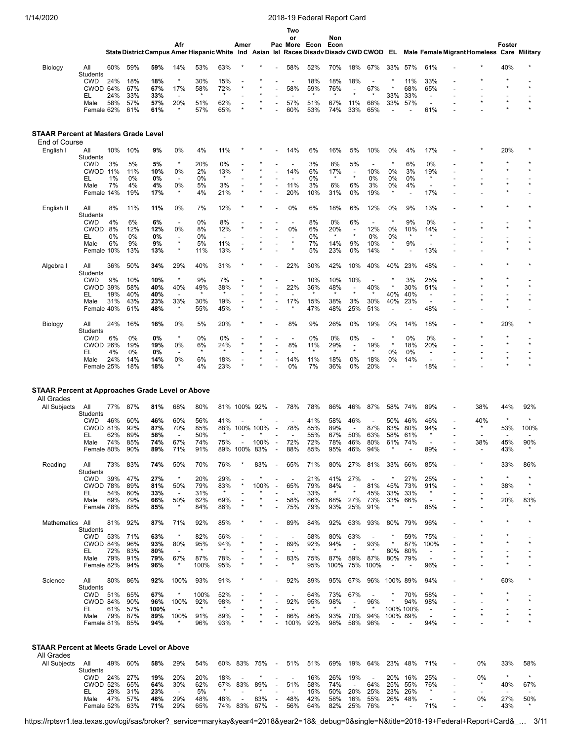| | | State | District | Campus | Afr Amer | Hispanic | White | Amer Ind | Asian | Pac Isl | Two or More Races | Econ Disadv | Non Econ Disadv | CWD | CWOD | EL | Male | Female | Migrant | Homeless | Foster Care | Military |
|---|---|---|---|---|---|---|---|---|---|---|---|---|---|---|---|---|---|---|---|---|---|---|
| Biology | All Students | 60% | 59% | 59% | 14% | 53% | 63% | * | * | - | 58% | 52% | 70% | 18% | 67% | 33% | 57% | 61% | - | * | 40% | * |
| | CWD | 24% | 18% | 18% | * | 30% | 15% | - | * | - | - | 18% | 18% | 18% | - | * | 11% | 33% | - | * | * | - |
| | CWOD | 64% | 67% | 67% | 17% | 58% | 72% | * | * | - | 58% | 59% | 76% | - | 67% | * | 68% | 65% | - | - | * | * |
| | EL | 24% | 33% | 33% | - | * | * | - | * | - | - | * | * | * | * | 33% | 33% | - | - | - | - | - |
| | Male | 58% | 57% | 57% | 20% | 51% | 62% | - | * | - | 57% | 51% | 67% | 11% | 68% | 33% | 57% | - | - | * | * | * |
| | Female | 62% | 61% | 61% | * | 57% | 65% | * | * | - | 60% | 53% | 74% | 33% | 65% | - | - | 61% | - | - | * | * |

## STAAR Percent at Masters Grade Level

End of Course

| | | State | District | Campus | Afr Amer | Hispanic | White | Amer Ind | Asian | Pac Isl | Two or More Races | Econ Disadv | Non Econ Disadv | CWD | CWOD | EL | Male | Female | Migrant | Homeless | Foster Care | Military |
|---|---|---|---|---|---|---|---|---|---|---|---|---|---|---|---|---|---|---|---|---|---|---|
| English I | All Students | 10% | 10% | 9% | 0% | 4% | 11% | * | * | - | 14% | 6% | 16% | 5% | 10% | 0% | 4% | 17% | - | * | 20% | * |
| | CWD | 3% | 5% | 5% | * | 20% | 0% | - | * | - | - | 3% | 8% | 5% | - | * | 6% | 0% | - | * | * | * |
| | CWOD | 11% | 11% | 10% | 0% | 2% | 13% | * | * | - | 14% | 6% | 17% | - | 10% | 0% | 3% | 19% | - | * | * | * |
| | EL | 1% | 0% | 0% | - | 0% | * | - | * | - | - | 0% | * | * | 0% | 0% | 0% | * | - | - | - | - |
| | Male | 7% | 4% | 4% | 0% | 5% | 3% | - | * | - | 11% | 3% | 6% | 6% | 3% | 0% | 4% | - | - | * | * | * |
| | Female | 14% | 19% | 17% | * | 4% | 21% | * | * | - | 20% | 10% | 31% | 0% | 19% | * | - | 17% | - | - | * | - |
| English II | All Students | 8% | 11% | 11% | 0% | 7% | 12% | * | * | - | 0% | 6% | 18% | 6% | 12% | 0% | 9% | 13% | - | * | * | * |
| | CWD | 4% | 6% | 6% | - | 0% | 8% | - | - | - | - | 8% | 0% | 6% | - | * | 9% | 0% | - | - | - | * |
| | CWOD | 8% | 12% | 12% | 0% | 8% | 12% | * | * | - | 0% | 6% | 20% | - | 12% | 0% | 10% | 14% | - | * | * | * |
| | EL | 0% | 0% | 0% | - | 0% | - | - | - | - | - | 0% | * | * | 0% | 0% | * | * | - | - | - | - |
| | Male | 6% | 9% | 9% | * | 5% | 11% | - | * | - | * | 7% | 14% | 9% | 10% | * | 9% | - | - | * | * | * |
| | Female | 10% | 13% | 13% | * | 11% | 13% | * | * | - | * | 5% | 23% | 0% | 14% | * | - | 13% | - | - | * | * |
| Algebra I | All Students | 36% | 50% | 34% | 29% | 40% | 31% | * | * | - | 22% | 30% | 42% | 10% | 40% | 40% | 23% | 48% | - | * | * | * |
| | CWD | 9% | 10% | 10% | * | 9% | 7% | - | * | - | - | 10% | 10% | 10% | - | * | 3% | 25% | - | * | * | - |
| | CWOD | 39% | 58% | 40% | 40% | 49% | 38% | * | * | - | 22% | 36% | 48% | - | 40% | * | 30% | 51% | - | * | * | * |
| | EL | 19% | 40% | 40% | - | * | * | - | * | - | - | * | * | * | * | 40% | 40% | - | - | - | - | - |
| | Male | 31% | 43% | 23% | 33% | 30% | 19% | - | * | - | 17% | 15% | 38% | 3% | 30% | 40% | 23% | - | - | * | * | * |
| | Female | 40% | 61% | 48% | * | 55% | 45% | * | * | - | * | 47% | 48% | 25% | 51% | - | - | 48% | - | - | * | - |
| Biology | All Students | 24% | 16% | 16% | 0% | 5% | 20% | * | * | - | 8% | 9% | 26% | 0% | 19% | 0% | 14% | 18% | - | * | 20% | * |
| | CWD | 6% | 0% | 0% | * | 0% | 0% | - | * | - | - | 0% | 0% | 0% | - | * | 0% | 0% | - | * | * | - |
| | CWOD | 26% | 19% | 19% | 0% | 6% | 24% | * | * | - | 8% | 11% | 29% | - | 19% | * | 18% | 20% | - | - | * | * |
| | EL | 4% | 0% | 0% | - | * | * | - | * | - | - | * | * | * | * | 0% | 0% | - | - | - | - | - |
| | Male | 24% | 14% | 14% | 0% | 6% | 18% | - | * | - | 14% | 11% | 18% | 0% | 18% | 0% | 14% | - | - | * | * | * |
| | Female | 25% | 18% | 18% | * | 4% | 23% | * | * | - | 0% | 7% | 36% | 0% | 20% | - | - | 18% | - | - | * | * |

## STAAR Percent at Approaches Grade Level or Above

All Grades

| | | State | District | Campus | Afr Amer | Hispanic | White | Amer Ind | Asian | Pac Isl | Two or More Races | Econ Disadv | Non Econ Disadv | CWD | CWOD | EL | Male | Female | Migrant | Homeless | Foster Care | Military |
|---|---|---|---|---|---|---|---|---|---|---|---|---|---|---|---|---|---|---|---|---|---|---|
| All Subjects | All Students | 77% | 87% | 81% | 68% | 80% | 81% | 100% | 92% | - | 78% | 78% | 86% | 46% | 87% | 58% | 74% | 89% | - | 38% | 44% | 92% |
| | CWD | 46% | 60% | 46% | 60% | 56% | 41% | - | * | - | - | 41% | 58% | 46% | - | 50% | 46% | 46% | - | 40% | * | * |
| | CWOD | 81% | 92% | 87% | 70% | 85% | 88% | 100% | 100% | - | 78% | 85% | 89% | - | 87% | 63% | 80% | 94% | - | * | 53% | 100% |
| | EL | 62% | 69% | 58% | - | 50% | * | - | * | - | - | 55% | 67% | 50% | 63% | 58% | 61% | * | - | - | - | - |
| | Male | 74% | 85% | 74% | 67% | 74% | 75% | - | 100% | - | 72% | 72% | 78% | 46% | 80% | 61% | 74% | - | - | 38% | 45% | 90% |
| | Female | 80% | 90% | 89% | 71% | 91% | 89% | 100% | 83% | - | 88% | 85% | 95% | 46% | 94% | * | - | 89% | - | - | 43% | * |
| Reading | All Students | 73% | 83% | 74% | 50% | 70% | 76% | * | 83% | - | 65% | 71% | 80% | 27% | 81% | 33% | 66% | 85% | - | * | 33% | 86% |
| | CWD | 39% | 47% | 27% | * | 20% | 29% | - | * | - | - | 21% | 41% | 27% | - | * | 27% | 25% | - | * | * | * |
| | CWOD | 78% | 89% | 81% | 50% | 79% | 83% | * | 100% | - | 65% | 79% | 84% | - | 81% | 45% | 73% | 91% | - | * | 38% | * |
| | EL | 54% | 60% | 33% | - | 31% | * | - | * | - | - | 33% | * | * | 45% | 33% | 33% | * | - | - | - | - |
| | Male | 69% | 79% | 66% | 50% | 62% | 69% | - | * | - | 58% | 66% | 68% | 27% | 73% | 33% | 66% | - | - | * | 20% | 83% |
| | Female | 78% | 88% | 85% | * | 84% | 86% | * | * | - | 75% | 79% | 93% | 25% | 91% | * | - | 85% | - | - | * | * |
| Mathematics | All Students | 81% | 92% | 87% | 71% | 92% | 85% | * | * | - | 89% | 84% | 92% | 63% | 93% | 80% | 79% | 96% | - | * | * | * |
| | CWD | 53% | 71% | 63% | * | 82% | 56% | - | * | - | - | 58% | 80% | 63% | - | * | 59% | 75% | - | * | * | - |
| | CWOD | 84% | 96% | 93% | 80% | 95% | 94% | * | * | - | 89% | 92% | 94% | - | 93% | * | 87% | 100% | - | * | * | * |
| | EL | 72% | 83% | 80% | - | * | * | - | * | - | - | * | * | * | * | 80% | 80% | - | - | - | - | - |
| | Male | 79% | 91% | 79% | 67% | 87% | 78% | - | * | - | 83% | 75% | 87% | 59% | 87% | 80% | 79% | - | - | * | * | * |
| | Female | 82% | 94% | 96% | * | 100% | 95% | * | * | - | * | 95% | 100% | 75% | 100% | - | - | 96% | - | - | * | * |
| Science | All Students | 80% | 86% | 92% | 100% | 93% | 91% | * | * | - | 92% | 89% | 95% | 67% | 96% | 100% | 89% | 94% | - | * | 60% | * |
| | CWD | 51% | 65% | 67% | * | 100% | 52% | - | * | - | - | 64% | 73% | 67% | - | * | 70% | 58% | - | * | * | - |
| | CWOD | 84% | 90% | 96% | 100% | 92% | 98% | * | * | - | 92% | 95% | 98% | - | 96% | * | 94% | 98% | - | - | * | * |
| | EL | 61% | 57% | 100% | - | * | * | - | * | - | - | * | * | * | * | 100% | 100% | - | - | - | - | - |
| | Male | 79% | 87% | 89% | 100% | 91% | 89% | - | * | - | 86% | 86% | 93% | 70% | 94% | 100% | 89% | - | - | * | * | * |
| | Female | 81% | 85% | 94% | * | 96% | 93% | * | * | - | 100% | 92% | 98% | 58% | 98% | - | - | 94% | - | - | * | * |

## STAAR Percent at Meets Grade Level or Above

All Grades

| | | State | District | Campus | Afr Amer | Hispanic | White | Amer Ind | Asian | Pac Isl | Two or More Races | Econ Disadv | Non Econ Disadv | CWD | CWOD | EL | Male | Female | Migrant | Homeless | Foster Care | Military |
|---|---|---|---|---|---|---|---|---|---|---|---|---|---|---|---|---|---|---|---|---|---|---|
| All Subjects | All Students | 49% | 60% | 58% | 29% | 54% | 60% | 83% | 75% | - | 51% | 51% | 69% | 19% | 64% | 23% | 48% | 71% | - | 0% | 33% | 58% |
| | CWD | 24% | 27% | 19% | 20% | 20% | 18% | - | * | - | - | 16% | 26% | 19% | - | 20% | 16% | 25% | - | 0% | * | * |
| | CWOD | 52% | 65% | 64% | 30% | 62% | 67% | 83% | 89% | - | 51% | 58% | 74% | - | 64% | 25% | 55% | 76% | - | * | 40% | 67% |
| | EL | 29% | 31% | 23% | - | 5% | * | - | * | - | - | 15% | 50% | 20% | 25% | 23% | 26% | * | - | - | - | - |
| | Male | 47% | 57% | 48% | 29% | 48% | 48% | - | 83% | - | 48% | 42% | 58% | 16% | 55% | 26% | 48% | - | - | 0% | 27% | 50% |
| | Female | 52% | 63% | 71% | 29% | 65% | 74% | 83% | 67% | - | 56% | 64% | 82% | 25% | 76% | * | - | 71% | - | - | 43% | * |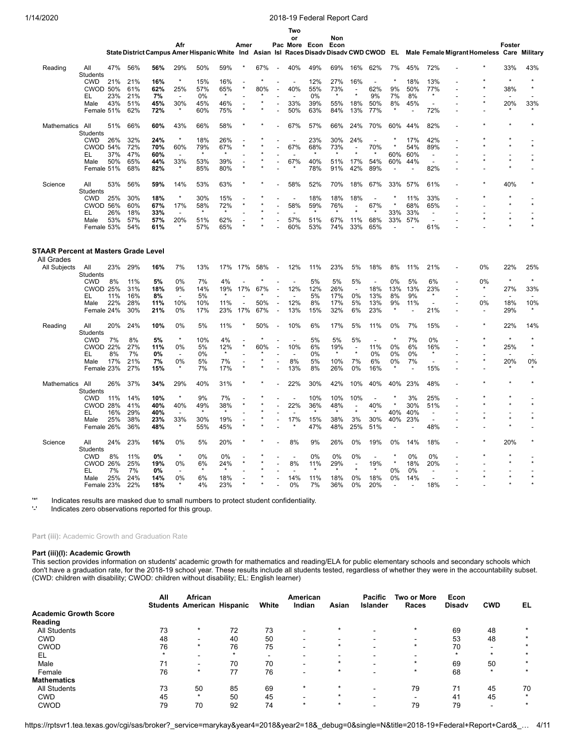| | | State | District | Campus | Afr Amer | Hispanic | White | Amer Ind | Asian | Pac Isl | Two or More Races | Econ Disadv | Non Econ Disadv | CWD | CWOD | EL | Male | Female | Migrant | Homeless | Foster Care | Military |
|---|---|---|---|---|---|---|---|---|---|---|---|---|---|---|---|---|---|---|---|---|---|---|
| Reading | All Students | 47% | 56% | 56% | 29% | 50% | 59% | * | 67% | - | 40% | 49% | 69% | 16% | 62% | 7% | 45% | 72% | - | * | 33% | 43% |
| | CWD | 21% | 21% | 16% | * | 15% | 16% | - | * | - | - | 12% | 27% | 16% | - | * | 18% | 13% | - | * | * | * |
| | CWOD | 50% | 61% | 62% | 25% | 57% | 65% | * | 80% | - | 40% | 55% | 73% | - | 62% | 9% | 50% | 77% | - | * | 38% | * |
| | EL | 23% | 21% | 7% | - | 0% | * | - | * | - | - | 0% | * | * | 9% | 7% | 8% | * | - | - | - | - |
| | Male | 43% | 51% | 45% | 30% | 45% | 46% | - | * | - | 33% | 39% | 55% | 18% | 50% | 8% | 45% | - | - | * | 20% | 33% |
| | Female | 51% | 62% | 72% | * | 60% | 75% | * | * | - | 50% | 63% | 84% | 13% | 77% | * | - | 72% | - | - | * | * |
| Mathematics | All Students | 51% | 66% | 60% | 43% | 66% | 58% | * | * | - | 67% | 57% | 66% | 24% | 70% | 60% | 44% | 82% | - | * | * | * |
| | CWD | 26% | 32% | 24% | * | 18% | 26% | - | * | - | - | 23% | 30% | 24% | - | * | 17% | 42% | - | * | * | - |
| | CWOD | 54% | 72% | 70% | 60% | 79% | 67% | * | * | - | 67% | 68% | 73% | - | 70% | * | 54% | 89% | - | * | * | * |
| | EL | 37% | 47% | 60% | - | * | * | - | * | - | - | * | * | * | * | 60% | 60% | - | - | - | - | - |
| | Male | 50% | 65% | 44% | 33% | 53% | 39% | - | * | - | 67% | 40% | 51% | 17% | 54% | 60% | 44% | - | - | * | * | * |
| | Female | 51% | 68% | 82% | * | 85% | 80% | * | * | - | * | 78% | 91% | 42% | 89% | - | - | 82% | - | - | * | - |
| Science | All Students | 53% | 56% | 59% | 14% | 53% | 63% | * | * | - | 58% | 52% | 70% | 18% | 67% | 33% | 57% | 61% | - | * | 40% | * |
| | CWD | 25% | 30% | 18% | * | 30% | 15% | - | * | - | - | 18% | 18% | 18% | - | * | 11% | 33% | - | * | * | - |
| | CWOD | 56% | 60% | 67% | 17% | 58% | 72% | * | * | - | 58% | 59% | 76% | - | 67% | * | 68% | 65% | - | - | * | * |
| | EL | 26% | 18% | 33% | - | * | * | - | * | - | - | * | * | * | * | 33% | 33% | - | - | - | - | - |
| | Male | 53% | 57% | 57% | 20% | 51% | 62% | - | * | - | 57% | 51% | 67% | 11% | 68% | 33% | 57% | - | - | * | * | * |
| | Female | 53% | 54% | 61% | * | 57% | 65% | * | * | - | 60% | 53% | 74% | 33% | 65% | - | - | 61% | - | - | * | * |

**STAAR Percent at Masters Grade Level**

All Grades

| | | State | District | Campus | Afr Amer | Hispanic | White | Amer Ind | Asian | Pac Isl | Two or More Races | Econ Disadv | Non Econ Disadv | CWD | CWOD | EL | Male | Female | Migrant | Homeless | Foster Care | Military |
|---|---|---|---|---|---|---|---|---|---|---|---|---|---|---|---|---|---|---|---|---|---|---|
| All Subjects | All Students | 23% | 29% | 16% | 7% | 13% | 17% | 17% | 58% | - | 12% | 11% | 23% | 5% | 18% | 8% | 11% | 21% | - | 0% | 22% | 25% |
| | CWD | 8% | 11% | 5% | 0% | 7% | 4% | - | * | - | - | 5% | 5% | 5% | - | 0% | 5% | 6% | - | 0% | * | * |
| | CWOD | 25% | 31% | 18% | 9% | 14% | 19% | 17% | 67% | - | 12% | 12% | 26% | - | 18% | 13% | 13% | 23% | - | * | 27% | 33% |
| | EL | 11% | 16% | 8% | - | 5% | * | - | * | - | - | 5% | 17% | 0% | 13% | 8% | 9% | * | - | - | - | - |
| | Male | 22% | 28% | 11% | 10% | 10% | 11% | - | 50% | - | 12% | 8% | 17% | 5% | 13% | 9% | 11% | - | - | 0% | 18% | 10% |
| | Female | 24% | 30% | 21% | 0% | 17% | 23% | 17% | 67% | - | 13% | 15% | 32% | 6% | 23% | * | - | 21% | - | - | 29% | * |
| Reading | All Students | 20% | 24% | 10% | 0% | 5% | 11% | * | 50% | - | 10% | 6% | 17% | 5% | 11% | 0% | 7% | 15% | - | * | 22% | 14% |
| | CWD | 7% | 8% | 5% | * | 10% | 4% | - | * | - | - | 5% | 5% | 5% | - | * | 7% | 0% | - | * | * | * |
| | CWOD | 22% | 27% | 11% | 0% | 5% | 12% | * | 60% | - | 10% | 6% | 19% | - | 11% | 0% | 6% | 16% | - | * | 25% | * |
| | EL | 8% | 7% | 0% | - | 0% | * | - | * | - | - | 0% | * | * | 0% | 0% | 0% | * | - | - | - | - |
| | Male | 17% | 21% | 7% | 0% | 5% | 7% | - | * | - | 8% | 5% | 10% | 7% | 6% | 0% | 7% | - | - | * | 20% | 0% |
| | Female | 23% | 27% | 15% | * | 7% | 17% | * | * | - | 13% | 8% | 26% | 0% | 16% | * | - | 15% | - | - | * | * |
| Mathematics | All Students | 26% | 37% | 34% | 29% | 40% | 31% | * | * | - | 22% | 30% | 42% | 10% | 40% | 40% | 23% | 48% | - | * | * | * |
| | CWD | 11% | 14% | 10% | * | 9% | 7% | - | * | - | - | 10% | 10% | 10% | - | * | 3% | 25% | - | * | * | - |
| | CWOD | 28% | 41% | 40% | 40% | 49% | 38% | * | * | - | 22% | 36% | 48% | - | 40% | * | 30% | 51% | - | * | * | * |
| | EL | 16% | 29% | 40% | - | * | * | - | * | - | - | * | * | * | * | 40% | 40% | - | - | - | - | - |
| | Male | 25% | 38% | 23% | 33% | 30% | 19% | - | * | - | 17% | 15% | 38% | 3% | 30% | 40% | 23% | - | - | * | * | * |
| | Female | 26% | 36% | 48% | * | 55% | 45% | * | * | - | * | 47% | 48% | 25% | 51% | - | - | 48% | - | - | * | - |
| Science | All Students | 24% | 23% | 16% | 0% | 5% | 20% | * | * | - | 8% | 9% | 26% | 0% | 19% | 0% | 14% | 18% | - | * | 20% | * |
| | CWD | 8% | 11% | 0% | * | 0% | 0% | - | * | - | - | 0% | 0% | 0% | - | * | 0% | 0% | - | * | * | - |
| | CWOD | 26% | 25% | 19% | 0% | 6% | 24% | * | * | - | 8% | 11% | 29% | - | 19% | * | 18% | 20% | - | - | * | * |
| | EL | 7% | 7% | 0% | - | * | * | - | * | - | - | * | * | * | * | 0% | 0% | - | - | - | - | - |
| | Male | 25% | 24% | 14% | 0% | 6% | 18% | - | * | - | 14% | 11% | 18% | 0% | 18% | 0% | 14% | - | - | * | * | * |
| | Female | 23% | 22% | 18% | * | 4% | 23% | * | * | - | 0% | 7% | 36% | 0% | 20% | - | - | 18% | - | - | * | * |

'*' Indicates results are masked due to small numbers to protect student confidentiality.
'-' Indicates zero observations reported for this group.

**Part (iii):** Academic Growth and Graduation Rate

#### Part (iii)(I): Academic Growth

This section provides information on students' academic growth for mathematics and reading/ELA for public elementary schools and secondary schools which don't have a graduation rate, for the 2018-19 school year. These results include all students tested, regardless of whether they were in the accountability subset. (CWD: children with disability; CWOD: children without disability; EL: English learner)

| | All Students | African American | Hispanic | White | American Indian | Asian | Pacific Islander | Two or More Races | Econ Disadv | CWD | EL |
|---|---|---|---|---|---|---|---|---|---|---|---|
| **Academic Growth Score** | | | | | | | | | | | |
| **Reading** | | | | | | | | | | | |
| All Students | 73 | * | 72 | 73 | - | * | - | * | 69 | 48 | * |
| CWD | 48 | - | 40 | 50 | - | - | - | - | 53 | 48 | * |
| CWOD | 76 | * | 76 | 75 | - | * | - | * | 70 | - | * |
| EL | * | - | * | - | - | - | - | - | * | * | * |
| Male | 71 | - | 70 | 70 | - | * | - | * | 69 | 50 | * |
| Female | 76 | * | 77 | 76 | - | * | - | * | 68 | * | * |
| **Mathematics** | | | | | | | | | | | |
| All Students | 73 | 50 | 85 | 69 | * | * | - | 79 | 71 | 45 | 70 |
| CWD | 45 | * | 50 | 45 | - | * | - | - | 41 | 45 | * |
| CWOD | 79 | 70 | 92 | 74 | * | * | - | 79 | 79 | - | * |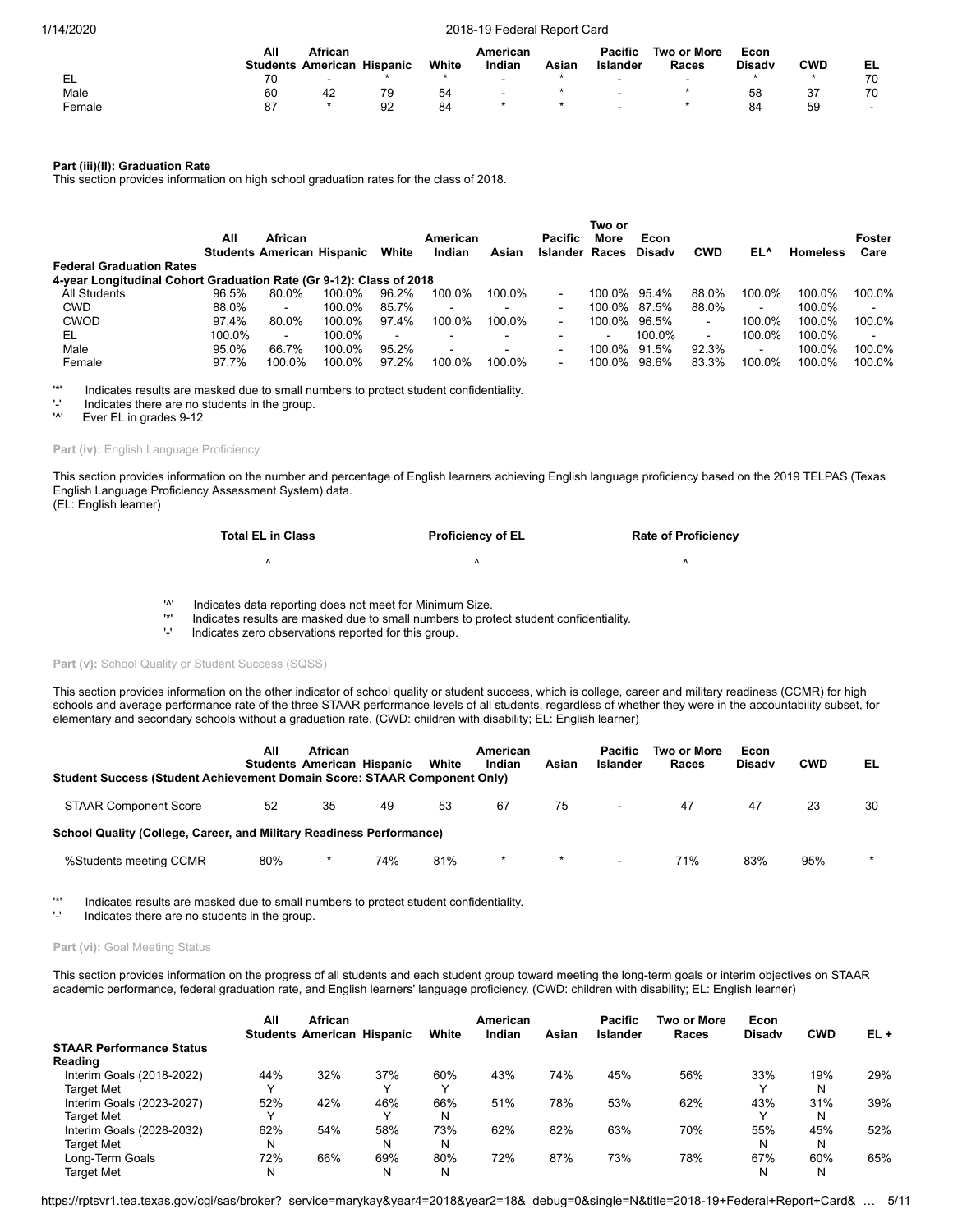| | All Students | African American | Hispanic | White | American Indian | Asian | Pacific Islander | Two or More Races | Econ Disadv | CWD | EL |
|---|---|---|---|---|---|---|---|---|---|---|---|
| EL | 70 | - | * | * | - | * | - | - | * | * | 70 |
| Male | 60 | 42 | 79 | 54 | - | * | - | * | 58 | 37 | 70 |
| Female | 87 | * | 92 | 84 | * | * | - | * | 84 | 59 | - |

**Part (iii)(II): Graduation Rate**

This section provides information on high school graduation rates for the class of 2018.

| | All Students | African American | Hispanic | White | American Indian | Asian | Pacific Islander | Two or More Races | Econ Disadv | CWD | EL^ | Homeless | Foster Care |
|---|---|---|---|---|---|---|---|---|---|---|---|---|---|
| **Federal Graduation Rates** | | | | | | | | | | | | | |
| **4-year Longitudinal Cohort Graduation Rate (Gr 9-12): Class of 2018** | | | | | | | | | | | | | |
| All Students | 96.5% | 80.0% | 100.0% | 96.2% | 100.0% | 100.0% | - | 100.0% | 95.4% | 88.0% | 100.0% | 100.0% | 100.0% |
| CWD | 88.0% | - | 100.0% | 85.7% | - | - | - | 100.0% | 87.5% | 88.0% | - | 100.0% | - |
| CWOD | 97.4% | 80.0% | 100.0% | 97.4% | 100.0% | 100.0% | - | 100.0% | 96.5% | - | 100.0% | 100.0% | 100.0% |
| EL | 100.0% | - | 100.0% | - | - | - | - | - | 100.0% | - | 100.0% | 100.0% | - |
| Male | 95.0% | 66.7% | 100.0% | 95.2% | - | - | - | 100.0% | 91.5% | 92.3% | - | 100.0% | 100.0% |
| Female | 97.7% | 100.0% | 100.0% | 97.2% | 100.0% | 100.0% | - | 100.0% | 98.6% | 83.3% | 100.0% | 100.0% | 100.0% |

'*' Indicates results are masked due to small numbers to protect student confidentiality.
'-' Indicates there are no students in the group.
'^' Ever EL in grades 9-12

**Part (iv):** English Language Proficiency

This section provides information on the number and percentage of English learners achieving English language proficiency based on the 2019 TELPAS (Texas English Language Proficiency Assessment System) data.
(EL: English learner)

| Total EL in Class | Proficiency of EL | Rate of Proficiency |
|---|---|---|
| ^ | ^ | ^ |

'^' Indicates data reporting does not meet for Minimum Size.
'*' Indicates results are masked due to small numbers to protect student confidentiality.
'-' Indicates zero observations reported for this group.

**Part (v):** School Quality or Student Success (SQSS)

This section provides information on the other indicator of school quality or student success, which is college, career and military readiness (CCMR) for high schools and average performance rate of the three STAAR performance levels of all students, regardless of whether they were in the accountability subset, for elementary and secondary schools without a graduation rate. (CWD: children with disability; EL: English learner)

| | All Students | African American | Hispanic | White | American Indian | Asian | Pacific Islander | Two or More Races | Econ Disadv | CWD | EL |
|---|---|---|---|---|---|---|---|---|---|---|---|
| **Student Success (Student Achievement Domain Score: STAAR Component Only)** | | | | | | | | | | | |
| STAAR Component Score | 52 | 35 | 49 | 53 | 67 | 75 | - | 47 | 47 | 23 | 30 |
| **School Quality (College, Career, and Military Readiness Performance)** | | | | | | | | | | | |
| %Students meeting CCMR | 80% | * | 74% | 81% | * | * | - | 71% | 83% | 95% | * |

'*' Indicates results are masked due to small numbers to protect student confidentiality.
'-' Indicates there are no students in the group.

**Part (vi):** Goal Meeting Status

This section provides information on the progress of all students and each student group toward meeting the long-term goals or interim objectives on STAAR academic performance, federal graduation rate, and English learners' language proficiency. (CWD: children with disability; EL: English learner)

| | All Students | African American | Hispanic | White | American Indian | Asian | Pacific Islander | Two or More Races | Econ Disadv | CWD | EL + |
|---|---|---|---|---|---|---|---|---|---|---|---|
| **STAAR Performance Status** | | | | | | | | | | | |
| **Reading** | | | | | | | | | | | |
| Interim Goals (2018-2022) | 44% | 32% | 37% | 60% | 43% | 74% | 45% | 56% | 33% | 19% | 29% |
| Target Met | Y | | Y | Y | | | | | Y | N | |
| Interim Goals (2023-2027) | 52% | 42% | 46% | 66% | 51% | 78% | 53% | 62% | 43% | 31% | 39% |
| Target Met | Y | | Y | N | | | | | Y | N | |
| Interim Goals (2028-2032) | 62% | 54% | 58% | 73% | 62% | 82% | 63% | 70% | 55% | 45% | 52% |
| Target Met | N | | N | N | | | | | N | N | |
| Long-Term Goals | 72% | 66% | 69% | 80% | 72% | 87% | 73% | 78% | 67% | 60% | 65% |
| Target Met | N | | N | N | | | | | N | N | |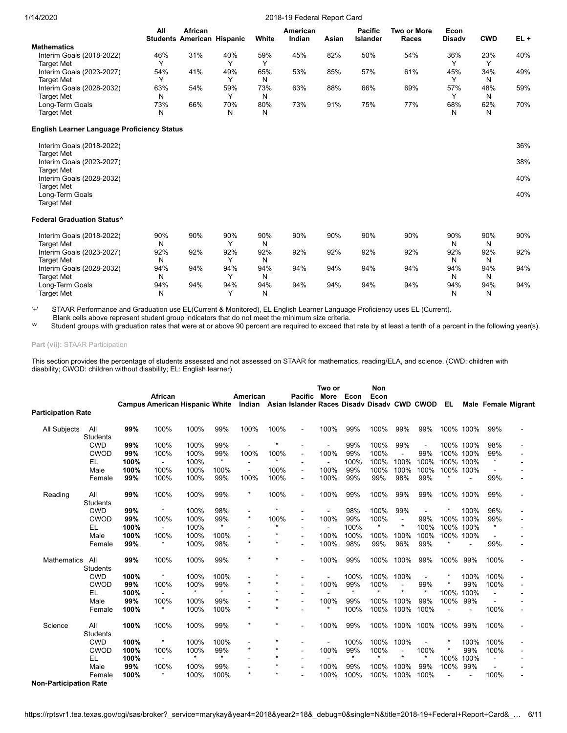| | All Students | African American | Hispanic | White | American Indian | Asian | Pacific Islander | Two or More Races | Econ Disadv | CWD | EL + |
|---|---|---|---|---|---|---|---|---|---|---|---|
| **Mathematics** | | | | | | | | | | | |
| Interim Goals (2018-2022) | 46% | 31% | 40% | 59% | 45% | 82% | 50% | 54% | 36% | 23% | 40% |
| Target Met | Y | | Y | Y | | | | | Y | Y | |
| Interim Goals (2023-2027) | 54% | 41% | 49% | 65% | 53% | 85% | 57% | 61% | 45% | 34% | 49% |
| Target Met | Y | | Y | N | | | | | Y | N | |
| Interim Goals (2028-2032) | 63% | 54% | 59% | 73% | 63% | 88% | 66% | 69% | 57% | 48% | 59% |
| Target Met | N | | Y | N | | | | | Y | N | |
| Long-Term Goals | 73% | 66% | 70% | 80% | 73% | 91% | 75% | 77% | 68% | 62% | 70% |
| Target Met | N | | N | N | | | | | N | N | |
| **English Learner Language Proficiency Status** | | | | | | | | | | | |
| Interim Goals (2018-2022) | | | | | | | | | | | 36% |
| Target Met | | | | | | | | | | | |
| Interim Goals (2023-2027) | | | | | | | | | | | 38% |
| Target Met | | | | | | | | | | | |
| Interim Goals (2028-2032) | | | | | | | | | | | 40% |
| Target Met | | | | | | | | | | | |
| Long-Term Goals | | | | | | | | | | | 40% |
| Target Met | | | | | | | | | | | |
| **Federal Graduation Status^** | | | | | | | | | | | |
| Interim Goals (2018-2022) | 90% | 90% | 90% | 90% | 90% | 90% | 90% | 90% | 90% | 90% | 90% |
| Target Met | N | | Y | N | | | | | N | N | |
| Interim Goals (2023-2027) | 92% | 92% | 92% | 92% | 92% | 92% | 92% | 92% | 92% | 92% | 92% |
| Target Met | N | | Y | N | | | | | N | N | |
| Interim Goals (2028-2032) | 94% | 94% | 94% | 94% | 94% | 94% | 94% | 94% | 94% | 94% | 94% |
| Target Met | N | | Y | N | | | | | N | N | |
| Long-Term Goals | 94% | 94% | 94% | 94% | 94% | 94% | 94% | 94% | 94% | 94% | 94% |
| Target Met | N | | Y | N | | | | | N | N | |

'+' STAAR Performance and Graduation use EL(Current & Monitored), EL English Learner Language Proficiency uses EL (Current).
Blank cells above represent student group indicators that do not meet the minimum size criteria.
'^' Student groups with graduation rates that were at or above 90 percent are required to exceed that rate by at least a tenth of a percent in the following year(s).

**Part (vii):** STAAR Participation

This section provides the percentage of students assessed and not assessed on STAAR for mathematics, reading/ELA, and science. (CWD: children with disability; CWOD: children without disability; EL: English learner)

| | | Campus | African American | Hispanic | White | American Indian | Asian | Pacific Islander | Two or More Races | Econ Disadv | Non Econ Disadv | CWD | CWOD | EL | Male | Female | Migrant |
|---|---|---|---|---|---|---|---|---|---|---|---|---|---|---|---|---|---|
| **Participation Rate** | | | | | | | | | | | | | | | | | |
| All Subjects | All Students | **99%** | 100% | 100% | 99% | 100% | 100% | - | 100% | 99% | 100% | 99% | 99% | 100% | 100% | 99% | - |
| | CWD | **99%** | 100% | 100% | 99% | - | * | - | - | 99% | 100% | 99% | - | 100% | 100% | 98% | - |
| | CWOD | **99%** | 100% | 100% | 99% | 100% | 100% | - | 100% | 99% | 100% | - | 99% | 100% | 100% | 99% | - |
| | EL | **100%** | - | 100% | * | - | * | - | - | 100% | 100% | 100% | 100% | 100% | 100% | * | - |
| | Male | **100%** | 100% | 100% | 100% | - | 100% | - | 100% | 99% | 100% | 100% | 100% | 100% | 100% | - | - |
| | Female | **99%** | 100% | 100% | 99% | 100% | 100% | - | 100% | 99% | 99% | 98% | 99% | * | - | 99% | - |
| Reading | All Students | **99%** | 100% | 100% | 99% | * | 100% | - | 100% | 99% | 100% | 99% | 99% | 100% | 100% | 99% | - |
| | CWD | **99%** | * | 100% | 98% | - | * | - | - | 98% | 100% | 99% | - | * | 100% | 96% | - |
| | CWOD | **99%** | 100% | 100% | 99% | * | 100% | - | 100% | 99% | 100% | - | 99% | 100% | 100% | 99% | - |
| | EL | **100%** | - | 100% | * | - | * | - | - | 100% | * | * | 100% | 100% | 100% | * | - |
| | Male | **100%** | 100% | 100% | 100% | - | * | - | 100% | 100% | 100% | 100% | 100% | 100% | 100% | - | - |
| | Female | **99%** | * | 100% | 98% | * | * | - | 100% | 98% | 99% | 96% | 99% | * | - | 99% | - |
| Mathematics | All Students | **99%** | 100% | 100% | 99% | * | * | - | 100% | 99% | 100% | 100% | 99% | 100% | 99% | 100% | - |
| | CWD | **100%** | * | 100% | 100% | - | * | - | - | 100% | 100% | 100% | - | * | 100% | 100% | - |
| | CWOD | **99%** | 100% | 100% | 99% | * | * | - | 100% | 99% | 100% | - | 99% | * | 99% | 100% | - |
| | EL | **100%** | - | * | * | - | * | - | - | * | * | * | * | 100% | 100% | - | - |
| | Male | **99%** | 100% | 100% | 99% | - | * | - | 100% | 99% | 100% | 100% | 99% | 100% | 99% | - | - |
| | Female | **100%** | * | 100% | 100% | * | * | - | * | 100% | 100% | 100% | 100% | - | - | 100% | - |
| Science | All Students | **100%** | 100% | 100% | 99% | * | * | - | 100% | 99% | 100% | 100% | 100% | 100% | 99% | 100% | - |
| | CWD | **100%** | * | 100% | 100% | - | * | - | - | 100% | 100% | 100% | - | * | 100% | 100% | - |
| | CWOD | **100%** | 100% | 100% | 99% | * | * | - | 100% | 99% | 100% | - | 100% | * | 99% | 100% | - |
| | EL | **100%** | - | * | * | - | * | - | - | * | * | * | * | 100% | 100% | - | - |
| | Male | **99%** | 100% | 100% | 99% | - | * | - | 100% | 99% | 100% | 100% | 99% | 100% | 99% | - | - |
| | Female | **100%** | * | 100% | 100% | * | * | - | 100% | 100% | 100% | 100% | 100% | - | - | 100% | - |
| **Non-Participation Rate** | | | | | | | | | | | | | | | | | |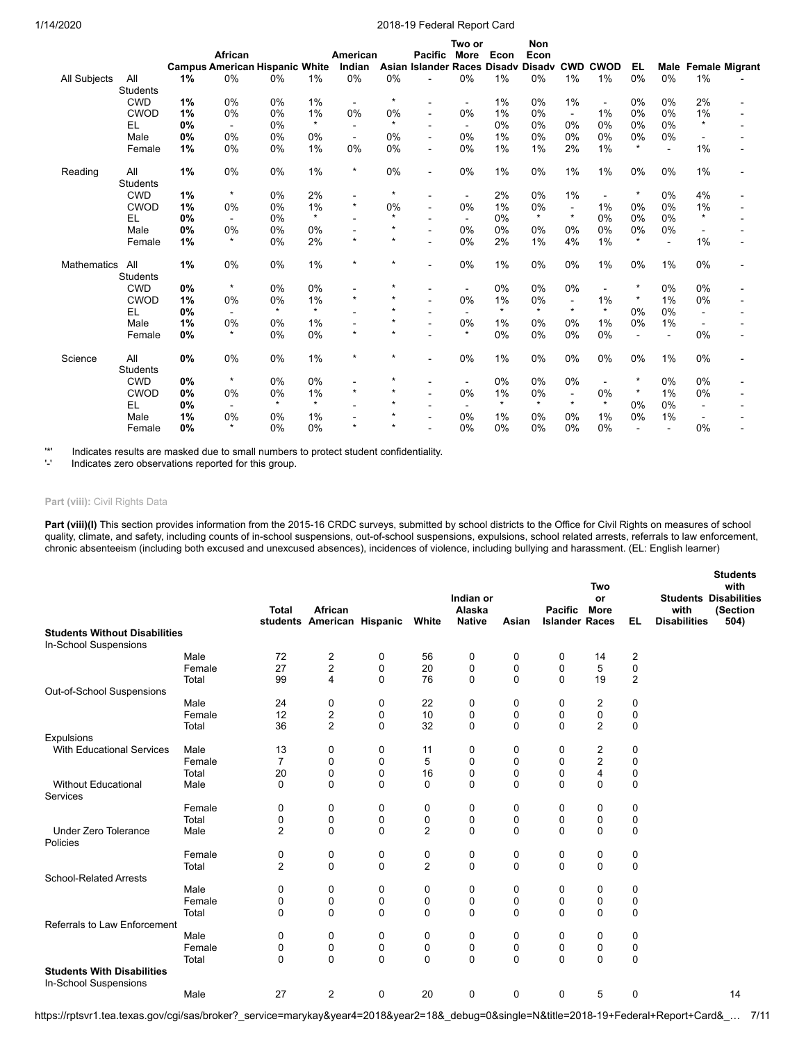| | | Campus | African American | Hispanic | White | American Indian | Asian | Pacific Islander | Two or More Races | Econ Disadv | Non Econ Disadv | CWD | CWOD | EL | Male | Female | Migrant |
|---|---|---|---|---|---|---|---|---|---|---|---|---|---|---|---|---|---|
| All Subjects | All Students | **1%** | 0% | 0% | 1% | 0% | 0% | - | 0% | 1% | 0% | 1% | 1% | 0% | 0% | 1% | - |
| | CWD | **1%** | 0% | 0% | 1% | - | * | - | - | 1% | 0% | 1% | - | 0% | 0% | 2% | - |
| | CWOD | **1%** | 0% | 0% | 1% | 0% | 0% | - | 0% | 1% | 0% | - | 1% | 0% | 0% | 1% | - |
| | EL | **0%** | - | 0% | * | - | * | - | - | 0% | 0% | 0% | 0% | 0% | 0% | * | - |
| | Male | **0%** | 0% | 0% | 0% | - | 0% | - | 0% | 1% | 0% | 0% | 0% | 0% | 0% | - | - |
| | Female | **1%** | 0% | 0% | 1% | 0% | 0% | - | 0% | 1% | 1% | 2% | 1% | * | - | 1% | - |
| Reading | All Students | **1%** | 0% | 0% | 1% | * | 0% | - | 0% | 1% | 0% | 1% | 1% | 0% | 0% | 1% | - |
| | CWD | **1%** | * | 0% | 2% | - | * | - | - | 2% | 0% | 1% | - | * | 0% | 4% | - |
| | CWOD | **1%** | 0% | 0% | 1% | * | 0% | - | 0% | 1% | 0% | - | 1% | 0% | 0% | 1% | - |
| | EL | **0%** | - | 0% | * | - | * | - | - | 0% | * | * | 0% | 0% | 0% | * | - |
| | Male | **0%** | 0% | 0% | 0% | - | * | - | 0% | 0% | 0% | 0% | 0% | 0% | 0% | - | - |
| | Female | **1%** | * | 0% | 2% | * | * | - | 0% | 2% | 1% | 4% | 1% | * | - | 1% | - |
| Mathematics | All Students | **1%** | 0% | 0% | 1% | * | * | - | 0% | 1% | 0% | 0% | 1% | 0% | 1% | 0% | - |
| | CWD | **0%** | * | 0% | 0% | - | * | - | - | 0% | 0% | 0% | - | * | 0% | 0% | - |
| | CWOD | **1%** | 0% | 0% | 1% | * | * | - | 0% | 1% | 0% | - | 1% | * | 1% | 0% | - |
| | EL | **0%** | - | * | * | - | * | - | - | * | * | * | * | 0% | 0% | - | - |
| | Male | **1%** | 0% | 0% | 1% | - | * | - | 0% | 1% | 0% | 0% | 1% | 0% | 1% | - | - |
| | Female | **0%** | * | 0% | 0% | * | * | - | * | 0% | 0% | 0% | 0% | - | - | 0% | - |
| Science | All Students | **0%** | 0% | 0% | 1% | * | * | - | 0% | 1% | 0% | 0% | 0% | 0% | 1% | 0% | - |
| | CWD | **0%** | * | 0% | 0% | - | * | - | - | 0% | 0% | 0% | - | * | 0% | 0% | - |
| | CWOD | **0%** | 0% | 0% | 1% | * | * | - | 0% | 1% | 0% | - | 0% | * | 1% | 0% | - |
| | EL | **0%** | - | * | * | - | * | - | - | * | * | * | * | 0% | 0% | - | - |
| | Male | **1%** | 0% | 0% | 1% | - | * | - | 0% | 1% | 0% | 0% | 1% | 0% | 1% | - | - |
| | Female | **0%** | * | 0% | 0% | * | * | - | 0% | 0% | 0% | 0% | 0% | - | - | 0% | - |

'*' Indicates results are masked due to small numbers to protect student confidentiality.
'-' Indicates zero observations reported for this group.

**Part (viii):** Civil Rights Data

**Part (viii)(I)** This section provides information from the 2015-16 CRDC surveys, submitted by school districts to the Office for Civil Rights on measures of school quality, climate, and safety, including counts of in-school suspensions, out-of-school suspensions, expulsions, school related arrests, referrals to law enforcement, chronic absenteeism (including both excused and unexcused absences), incidences of violence, including bullying and harassment. (EL: English learner)

| | | Total students | African American | Hispanic | White | Indian or Alaska Native | Asian | Pacific Islander | Two or More Races | EL | Students with Disabilities | Students with Disabilities (Section 504) |
|---|---|---|---|---|---|---|---|---|---|---|---|---|
| **Students Without Disabilities** | | | | | | | | | | | | |
| In-School Suspensions | | | | | | | | | | | | |
| | Male | 72 | 2 | 0 | 56 | 0 | 0 | 0 | 14 | 2 | | |
| | Female | 27 | 2 | 0 | 20 | 0 | 0 | 0 | 5 | 0 | | |
| | Total | 99 | 4 | 0 | 76 | 0 | 0 | 0 | 19 | 2 | | |
| Out-of-School Suspensions | | | | | | | | | | | | |
| | Male | 24 | 0 | 0 | 22 | 0 | 0 | 0 | 2 | 0 | | |
| | Female | 12 | 2 | 0 | 10 | 0 | 0 | 0 | 0 | 0 | | |
| | Total | 36 | 2 | 0 | 32 | 0 | 0 | 0 | 2 | 0 | | |
| Expulsions | | | | | | | | | | | | |
| With Educational Services | Male | 13 | 0 | 0 | 11 | 0 | 0 | 0 | 2 | 0 | | |
| | Female | 7 | 0 | 0 | 5 | 0 | 0 | 0 | 2 | 0 | | |
| | Total | 20 | 0 | 0 | 16 | 0 | 0 | 0 | 4 | 0 | | |
| Without Educational Services | Male | 0 | 0 | 0 | 0 | 0 | 0 | 0 | 0 | 0 | | |
| | Female | 0 | 0 | 0 | 0 | 0 | 0 | 0 | 0 | 0 | | |
| | Total | 0 | 0 | 0 | 0 | 0 | 0 | 0 | 0 | 0 | | |
| Under Zero Tolerance Policies | Male | 2 | 0 | 0 | 2 | 0 | 0 | 0 | 0 | 0 | | |
| | Female | 0 | 0 | 0 | 0 | 0 | 0 | 0 | 0 | 0 | | |
| | Total | 2 | 0 | 0 | 2 | 0 | 0 | 0 | 0 | 0 | | |
| School-Related Arrests | | | | | | | | | | | | |
| | Male | 0 | 0 | 0 | 0 | 0 | 0 | 0 | 0 | 0 | | |
| | Female | 0 | 0 | 0 | 0 | 0 | 0 | 0 | 0 | 0 | | |
| | Total | 0 | 0 | 0 | 0 | 0 | 0 | 0 | 0 | 0 | | |
| Referrals to Law Enforcement | | | | | | | | | | | | |
| | Male | 0 | 0 | 0 | 0 | 0 | 0 | 0 | 0 | 0 | | |
| | Female | 0 | 0 | 0 | 0 | 0 | 0 | 0 | 0 | 0 | | |
| | Total | 0 | 0 | 0 | 0 | 0 | 0 | 0 | 0 | 0 | | |
| **Students With Disabilities** | | | | | | | | | | | | |
| In-School Suspensions | | | | | | | | | | | | |
| | Male | 27 | 2 | 0 | 20 | 0 | 0 | 0 | 5 | 0 | | 14 |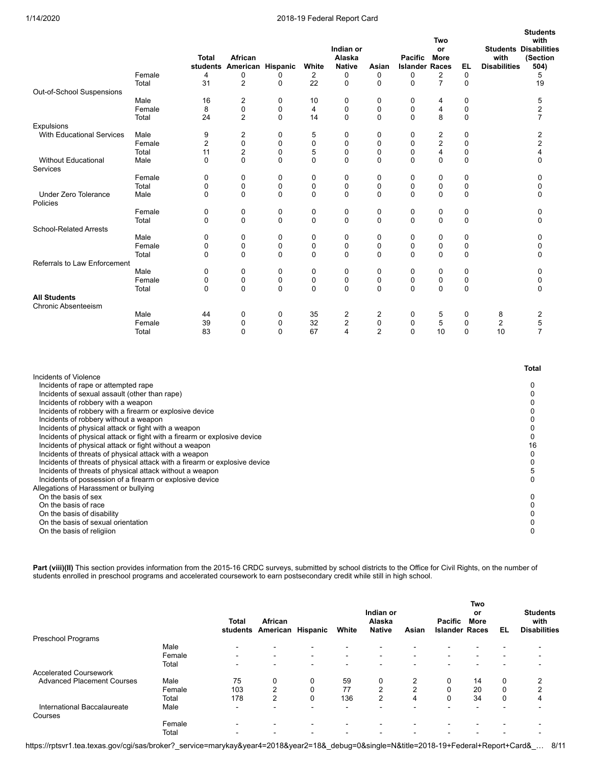| | | Total students | African American | Hispanic | White | Indian or Alaska Native | Asian | Pacific Islander | Two or More Races | EL | Students with Disabilities | Students with Disabilities (Section 504) |
|---|---|---|---|---|---|---|---|---|---|---|---|---|
| | Female | 4 | 0 | 0 | 2 | 0 | 0 | 0 | 2 | 0 | | 5 |
| | Total | 31 | 2 | 0 | 22 | 0 | 0 | 0 | 7 | 0 | | 19 |
| Out-of-School Suspensions | | | | | | | | | | | | |
| | Male | 16 | 2 | 0 | 10 | 0 | 0 | 0 | 4 | 0 | | 5 |
| | Female | 8 | 0 | 0 | 4 | 0 | 0 | 0 | 4 | 0 | | 2 |
| | Total | 24 | 2 | 0 | 14 | 0 | 0 | 0 | 8 | 0 | | 7 |
| Expulsions | | | | | | | | | | | | |
| With Educational Services | Male | 9 | 2 | 0 | 5 | 0 | 0 | 0 | 2 | 0 | | 2 |
| | Female | 2 | 0 | 0 | 0 | 0 | 0 | 0 | 2 | 0 | | 2 |
| | Total | 11 | 2 | 0 | 5 | 0 | 0 | 0 | 4 | 0 | | 4 |
| Without Educational Services | Male | 0 | 0 | 0 | 0 | 0 | 0 | 0 | 0 | 0 | | 0 |
| | Female | 0 | 0 | 0 | 0 | 0 | 0 | 0 | 0 | 0 | | 0 |
| | Total | 0 | 0 | 0 | 0 | 0 | 0 | 0 | 0 | 0 | | 0 |
| Under Zero Tolerance Policies | Male | 0 | 0 | 0 | 0 | 0 | 0 | 0 | 0 | 0 | | 0 |
| | Female | 0 | 0 | 0 | 0 | 0 | 0 | 0 | 0 | 0 | | 0 |
| | Total | 0 | 0 | 0 | 0 | 0 | 0 | 0 | 0 | 0 | | 0 |
| School-Related Arrests | | | | | | | | | | | | |
| | Male | 0 | 0 | 0 | 0 | 0 | 0 | 0 | 0 | 0 | | 0 |
| | Female | 0 | 0 | 0 | 0 | 0 | 0 | 0 | 0 | 0 | | 0 |
| | Total | 0 | 0 | 0 | 0 | 0 | 0 | 0 | 0 | 0 | | 0 |
| Referrals to Law Enforcement | | | | | | | | | | | | |
| | Male | 0 | 0 | 0 | 0 | 0 | 0 | 0 | 0 | 0 | | 0 |
| | Female | 0 | 0 | 0 | 0 | 0 | 0 | 0 | 0 | 0 | | 0 |
| | Total | 0 | 0 | 0 | 0 | 0 | 0 | 0 | 0 | 0 | | 0 |
| **All Students** | | | | | | | | | | | | |
| Chronic Absenteeism | | | | | | | | | | | | |
| | Male | 44 | 0 | 0 | 35 | 2 | 2 | 0 | 5 | 0 | 8 | 2 |
| | Female | 39 | 0 | 0 | 32 | 2 | 0 | 0 | 5 | 0 | 2 | 5 |
| | Total | 83 | 0 | 0 | 67 | 4 | 2 | 0 | 10 | 0 | 10 | 7 |

| | Total |
|---|---|
| Incidents of Violence | |
| Incidents of rape or attempted rape | 0 |
| Incidents of sexual assault (other than rape) | 0 |
| Incidents of robbery with a weapon | 0 |
| Incidents of robbery with a firearm or explosive device | 0 |
| Incidents of robbery without a weapon | 0 |
| Incidents of physical attack or fight with a weapon | 0 |
| Incidents of physical attack or fight with a firearm or explosive device | 0 |
| Incidents of physical attack or fight without a weapon | 16 |
| Incidents of threats of physical attack with a weapon | 0 |
| Incidents of threats of physical attack with a firearm or explosive device | 0 |
| Incidents of threats of physical attack without a weapon | 5 |
| Incidents of possession of a firearm or explosive device | 0 |
| Allegations of Harassment or bullying | |
| On the basis of sex | 0 |
| On the basis of race | 0 |
| On the basis of disability | 0 |
| On the basis of sexual orientation | 0 |
| On the basis of religiion | 0 |

**Part (viii)(II)** This section provides information from the 2015-16 CRDC surveys, submitted by school districts to the Office for Civil Rights, on the number of students enrolled in preschool programs and accelerated coursework to earn postsecondary credit while still in high school.

| | | Total students | African American | Hispanic | White | Indian or Alaska Native | Asian | Pacific Islander | Two or More Races | EL | Students with Disabilities |
|---|---|---|---|---|---|---|---|---|---|---|---|
| Preschool Programs | | | | | | | | | | | |
| | Male | - | - | - | - | - | - | - | - | - | - |
| | Female | - | - | - | - | - | - | - | - | - | - |
| | Total | - | - | - | - | - | - | - | - | - | - |
| Accelerated Coursework | | | | | | | | | | | |
| Advanced Placement Courses | Male | 75 | 0 | 0 | 59 | 0 | 2 | 0 | 14 | 0 | 2 |
| | Female | 103 | 2 | 0 | 77 | 2 | 2 | 0 | 20 | 0 | 2 |
| | Total | 178 | 2 | 0 | 136 | 2 | 4 | 0 | 34 | 0 | 4 |
| International Baccalaureate Courses | Male | - | - | - | - | - | - | - | - | - | - |
| | Female | - | - | - | - | - | - | - | - | - | - |
| | Total | - | - | - | - | - | - | - | - | - | - |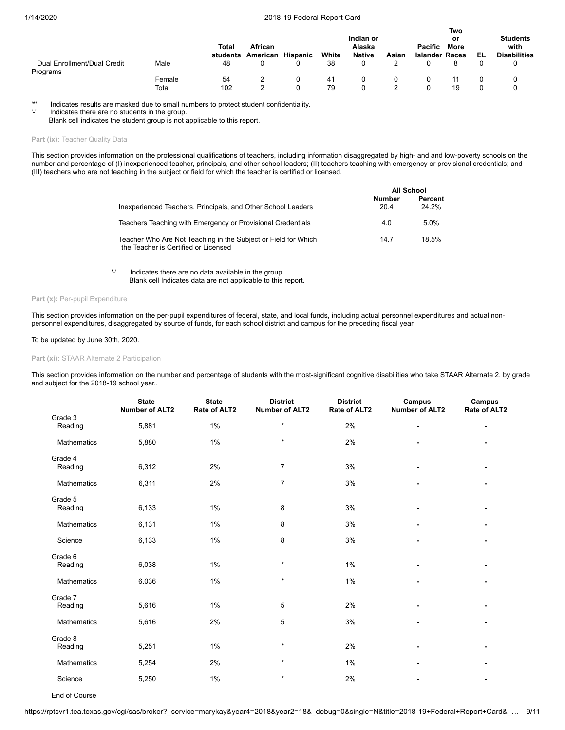| | | Total students | African American | Hispanic | White | Indian or Alaska Native | Asian | Pacific Islander | Two or More Races | EL | Students with Disabilities |
|---|---|---|---|---|---|---|---|---|---|---|---|
| Dual Enrollment/Dual Credit Programs | Male | 48 | 0 | 0 | 38 | 0 | 2 | 0 | 8 | 0 | 0 |
| | Female | 54 | 2 | 0 | 41 | 0 | 0 | 0 | 11 | 0 | 0 |
| | Total | 102 | 2 | 0 | 79 | 0 | 2 | 0 | 19 | 0 | 0 |

'*' Indicates results are masked due to small numbers to protect student confidentiality.
'-' Indicates there are no students in the group.
Blank cell indicates the student group is not applicable to this report.

**Part (ix):** Teacher Quality Data

This section provides information on the professional qualifications of teachers, including information disaggregated by high- and and low-poverty schools on the number and percentage of (I) inexperienced teacher, principals, and other school leaders; (II) teachers teaching with emergency or provisional credentials; and (III) teachers who are not teaching in the subject or field for which the teacher is certified or licensed.

| | All School | |
|---|---|---|
| | Number | Percent |
| Inexperienced Teachers, Principals, and Other School Leaders | 20.4 | 24.2% |
| Teachers Teaching with Emergency or Provisional Credentials | 4.0 | 5.0% |
| Teacher Who Are Not Teaching in the Subject or Field for Which the Teacher is Certified or Licensed | 14.7 | 18.5% |

'-' Indicates there are no data available in the group.
Blank cell Indicates data are not applicable to this report.

**Part (x):** Per-pupil Expenditure

This section provides information on the per-pupil expenditures of federal, state, and local funds, including actual personnel expenditures and actual non-personnel expenditures, disaggregated by source of funds, for each school district and campus for the preceding fiscal year.

To be updated by June 30th, 2020.

**Part (xi):** STAAR Alternate 2 Participation

This section provides information on the number and percentage of students with the most-significant cognitive disabilities who take STAAR Alternate 2, by grade and subject for the 2018-19 school year..

| | State Number of ALT2 | State Rate of ALT2 | District Number of ALT2 | District Rate of ALT2 | Campus Number of ALT2 | Campus Rate of ALT2 |
|---|---|---|---|---|---|---|
| Grade 3 | | | | | | |
| Reading | 5,881 | 1% | * | 2% | - | - |
| Mathematics | 5,880 | 1% | * | 2% | - | - |
| Grade 4 | | | | | | |
| Reading | 6,312 | 2% | 7 | 3% | - | - |
| Mathematics | 6,311 | 2% | 7 | 3% | - | - |
| Grade 5 | | | | | | |
| Reading | 6,133 | 1% | 8 | 3% | - | - |
| Mathematics | 6,131 | 1% | 8 | 3% | - | - |
| Science | 6,133 | 1% | 8 | 3% | - | - |
| Grade 6 | | | | | | |
| Reading | 6,038 | 1% | * | 1% | - | - |
| Mathematics | 6,036 | 1% | * | 1% | - | - |
| Grade 7 | | | | | | |
| Reading | 5,616 | 1% | 5 | 2% | - | - |
| Mathematics | 5,616 | 2% | 5 | 3% | - | - |
| Grade 8 | | | | | | |
| Reading | 5,251 | 1% | * | 2% | - | - |
| Mathematics | 5,254 | 2% | * | 1% | - | - |
| Science | 5,250 | 1% | * | 2% | - | - |
| End of Course | | | | | | |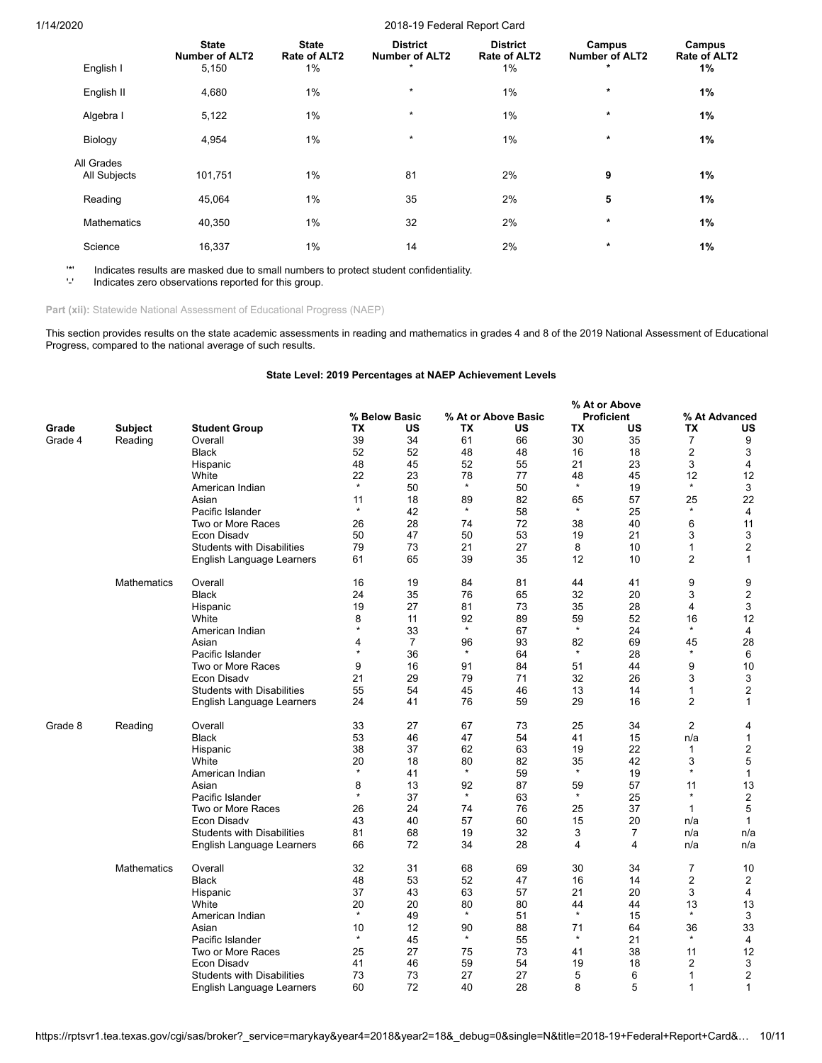| | State Number of ALT2 | State Rate of ALT2 | District Number of ALT2 | District Rate of ALT2 | Campus Number of ALT2 | Campus Rate of ALT2 |
|---|---|---|---|---|---|---|
| English I | 5,150 | 1% | * | 1% | * | **1%** |
| English II | 4,680 | 1% | * | 1% | * | **1%** |
| Algebra I | 5,122 | 1% | * | 1% | * | **1%** |
| Biology | 4,954 | 1% | * | 1% | * | **1%** |
| All Grades All Subjects | 101,751 | 1% | 81 | 2% | **9** | **1%** |
| Reading | 45,064 | 1% | 35 | 2% | **5** | **1%** |
| Mathematics | 40,350 | 1% | 32 | 2% | * | **1%** |
| Science | 16,337 | 1% | 14 | 2% | * | **1%** |

'*' Indicates results are masked due to small numbers to protect student confidentiality.
'-' Indicates zero observations reported for this group.

**Part (xii):** Statewide National Assessment of Educational Progress (NAEP)

This section provides results on the state academic assessments in reading and mathematics in grades 4 and 8 of the 2019 National Assessment of Educational Progress, compared to the national average of such results.

### State Level: 2019 Percentages at NAEP Achievement Levels

| | | | % Below Basic | | % At or Above Basic | | % At or Above Proficient | | % At Advanced | |
|---|---|---|---|---|---|---|---|---|---|---|
| Grade | Subject | Student Group | TX | US | TX | US | TX | US | TX | US |
| Grade 4 | Reading | Overall | 39 | 34 | 61 | 66 | 30 | 35 | 7 | 9 |
| | | Black | 52 | 52 | 48 | 48 | 16 | 18 | 2 | 3 |
| | | Hispanic | 48 | 45 | 52 | 55 | 21 | 23 | 3 | 4 |
| | | White | 22 | 23 | 78 | 77 | 48 | 45 | 12 | 12 |
| | | American Indian | * | 50 | * | 50 | * | 19 | * | 3 |
| | | Asian | 11 | 18 | 89 | 82 | 65 | 57 | 25 | 22 |
| | | Pacific Islander | * | 42 | * | 58 | * | 25 | * | 4 |
| | | Two or More Races | 26 | 28 | 74 | 72 | 38 | 40 | 6 | 11 |
| | | Econ Disadv | 50 | 47 | 50 | 53 | 19 | 21 | 3 | 3 |
| | | Students with Disabilities | 79 | 73 | 21 | 27 | 8 | 10 | 1 | 2 |
| | | English Language Learners | 61 | 65 | 39 | 35 | 12 | 10 | 2 | 1 |
| | Mathematics | Overall | 16 | 19 | 84 | 81 | 44 | 41 | 9 | 9 |
| | | Black | 24 | 35 | 76 | 65 | 32 | 20 | 3 | 2 |
| | | Hispanic | 19 | 27 | 81 | 73 | 35 | 28 | 4 | 3 |
| | | White | 8 | 11 | 92 | 89 | 59 | 52 | 16 | 12 |
| | | American Indian | * | 33 | * | 67 | * | 24 | * | 4 |
| | | Asian | 4 | 7 | 96 | 93 | 82 | 69 | 45 | 28 |
| | | Pacific Islander | * | 36 | * | 64 | * | 28 | * | 6 |
| | | Two or More Races | 9 | 16 | 91 | 84 | 51 | 44 | 9 | 10 |
| | | Econ Disadv | 21 | 29 | 79 | 71 | 32 | 26 | 3 | 3 |
| | | Students with Disabilities | 55 | 54 | 45 | 46 | 13 | 14 | 1 | 2 |
| | | English Language Learners | 24 | 41 | 76 | 59 | 29 | 16 | 2 | 1 |
| Grade 8 | Reading | Overall | 33 | 27 | 67 | 73 | 25 | 34 | 2 | 4 |
| | | Black | 53 | 46 | 47 | 54 | 41 | 15 | n/a | 1 |
| | | Hispanic | 38 | 37 | 62 | 63 | 19 | 22 | 1 | 2 |
| | | White | 20 | 18 | 80 | 82 | 35 | 42 | 3 | 5 |
| | | American Indian | * | 41 | * | 59 | * | 19 | * | 1 |
| | | Asian | 8 | 13 | 92 | 87 | 59 | 57 | 11 | 13 |
| | | Pacific Islander | * | 37 | * | 63 | * | 25 | * | 2 |
| | | Two or More Races | 26 | 24 | 74 | 76 | 25 | 37 | 1 | 5 |
| | | Econ Disadv | 43 | 40 | 57 | 60 | 15 | 20 | n/a | 1 |
| | | Students with Disabilities | 81 | 68 | 19 | 32 | 3 | 7 | n/a | n/a |
| | | English Language Learners | 66 | 72 | 34 | 28 | 4 | 4 | n/a | n/a |
| | Mathematics | Overall | 32 | 31 | 68 | 69 | 30 | 34 | 7 | 10 |
| | | Black | 48 | 53 | 52 | 47 | 16 | 14 | 2 | 2 |
| | | Hispanic | 37 | 43 | 63 | 57 | 21 | 20 | 3 | 4 |
| | | White | 20 | 20 | 80 | 80 | 44 | 44 | 13 | 13 |
| | | American Indian | * | 49 | * | 51 | * | 15 | * | 3 |
| | | Asian | 10 | 12 | 90 | 88 | 71 | 64 | 36 | 33 |
| | | Pacific Islander | * | 45 | * | 55 | * | 21 | * | 4 |
| | | Two or More Races | 25 | 27 | 75 | 73 | 41 | 38 | 11 | 12 |
| | | Econ Disadv | 41 | 46 | 59 | 54 | 19 | 18 | 2 | 3 |
| | | Students with Disabilities | 73 | 73 | 27 | 27 | 5 | 6 | 1 | 2 |
| | | English Language Learners | 60 | 72 | 40 | 28 | 8 | 5 | 1 | 1 |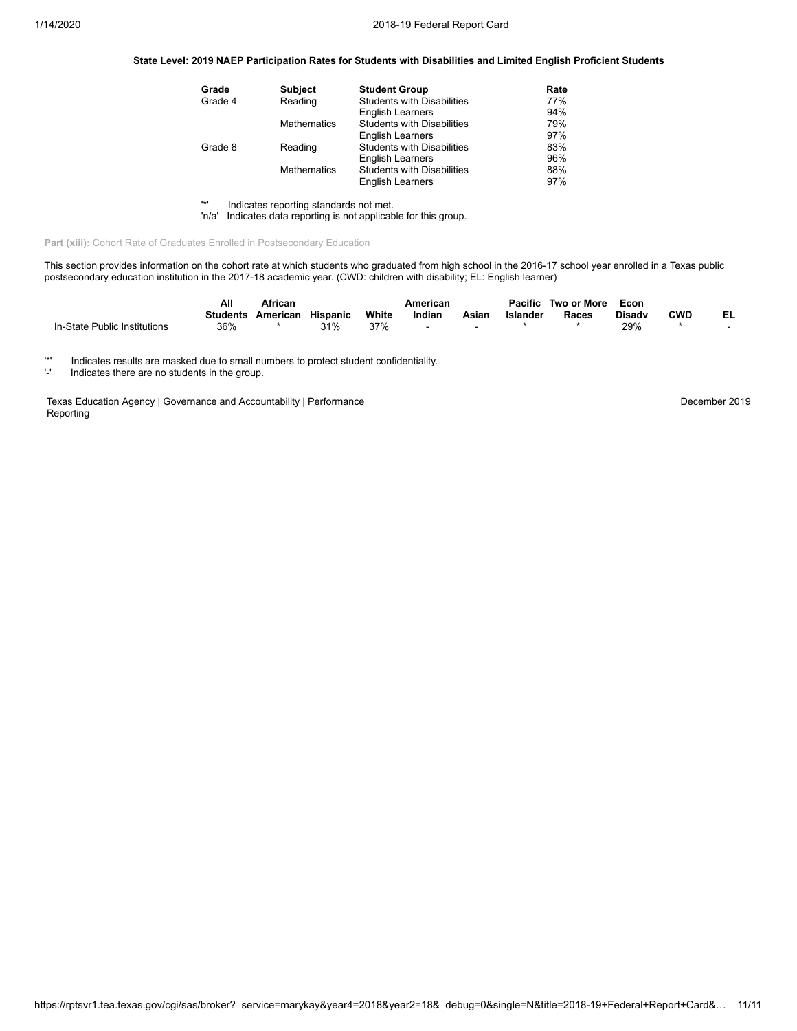### State Level: 2019 NAEP Participation Rates for Students with Disabilities and Limited English Proficient Students

| Grade | Subject | Student Group | Rate |
|---|---|---|---|
| Grade 4 | Reading | Students with Disabilities | 77% |
| | | English Learners | 94% |
| | Mathematics | Students with Disabilities | 79% |
| | | English Learners | 97% |
| Grade 8 | Reading | Students with Disabilities | 83% |
| | | English Learners | 96% |
| | Mathematics | Students with Disabilities | 88% |
| | | English Learners | 97% |

'*' Indicates reporting standards not met.
'n/a' Indicates data reporting is not applicable for this group.

**Part (xiii):** Cohort Rate of Graduates Enrolled in Postsecondary Education

This section provides information on the cohort rate at which students who graduated from high school in the 2016-17 school year enrolled in a Texas public postsecondary education institution in the 2017-18 academic year. (CWD: children with disability; EL: English learner)

| | All Students | African American | Hispanic | White | American Indian | Asian | Pacific Islander | Two or More Races | Econ Disadv | CWD | EL |
|---|---|---|---|---|---|---|---|---|---|---|---|
| In-State Public Institutions | 36% | * | 31% | 37% | - | - | * | * | 29% | * | - |

'*' Indicates results are masked due to small numbers to protect student confidentiality.
'-' Indicates there are no students in the group.

Texas Education Agency | Governance and Accountability | Performance Reporting

December 2019